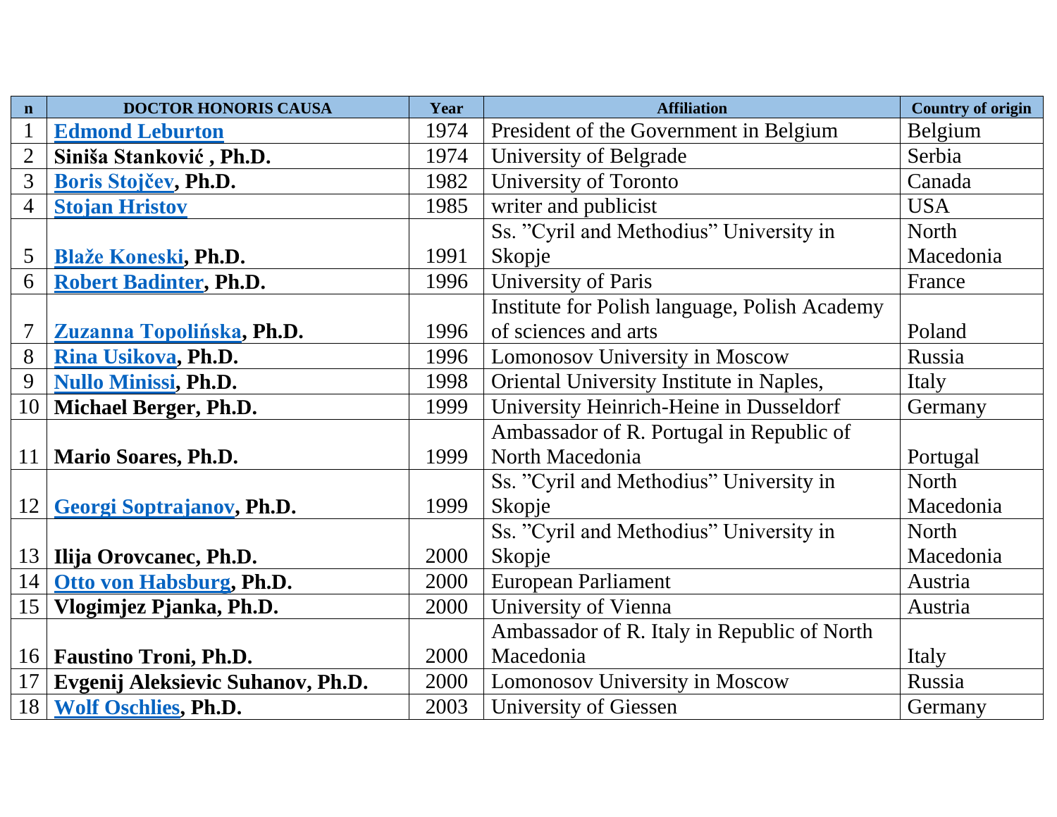| n | DOCTOR HONORIS CAUSA | Year | Affiliation | Country of origin |
|---|---|---|---|---|
| 1 | **Edmond Leburton** | 1974 | President of the Government in Belgium | Belgium |
| 2 | **Siniša Stanković , Ph.D.** | 1974 | University of Belgrade | Serbia |
| 3 | **Boris Stojčev, Ph.D.** | 1982 | University of Toronto | Canada |
| 4 | **Stojan Hristov** | 1985 | writer and publicist | USA |
| 5 | **Blaže Koneski, Ph.D.** | 1991 | Ss. ”Cyril and Methodius” University in Skopje | North Macedonia |
| 6 | **Robert Badinter, Ph.D.** | 1996 | University of Paris | France |
| 7 | **Zuzanna Topolińska, Ph.D.** | 1996 | Institute for Polish language, Polish Academy of sciences and arts | Poland |
| 8 | **Rina Usikova, Ph.D.** | 1996 | Lomonosov University in Moscow | Russia |
| 9 | **Nullo Minissi, Ph.D.** | 1998 | Oriental University Institute in Naples, | Italy |
| 10 | **Michael Berger, Ph.D.** | 1999 | University Heinrich-Heine in Dusseldorf | Germany |
| 11 | **Mario Soares, Ph.D.** | 1999 | Ambassador of R. Portugal in Republic of North Macedonia | Portugal |
| 12 | **Georgi Soptrajanov, Ph.D.** | 1999 | Ss. ”Cyril and Methodius” University in Skopje | North Macedonia |
| 13 | **Ilija Orovcanec, Ph.D.** | 2000 | Ss. ”Cyril and Methodius” University in Skopje | North Macedonia |
| 14 | **Otto von Habsburg, Ph.D.** | 2000 | European Parliament | Austria |
| 15 | **Vlogimjez Pjanka, Ph.D.** | 2000 | University of Vienna | Austria |
| 16 | **Faustino Troni, Ph.D.** | 2000 | Ambassador of R. Italy in Republic of North Macedonia | Italy |
| 17 | **Evgenij Aleksievic Suhanov, Ph.D.** | 2000 | Lomonosov University in Moscow | Russia |
| 18 | **Wolf Oschlies, Ph.D.** | 2003 | University of Giessen | Germany |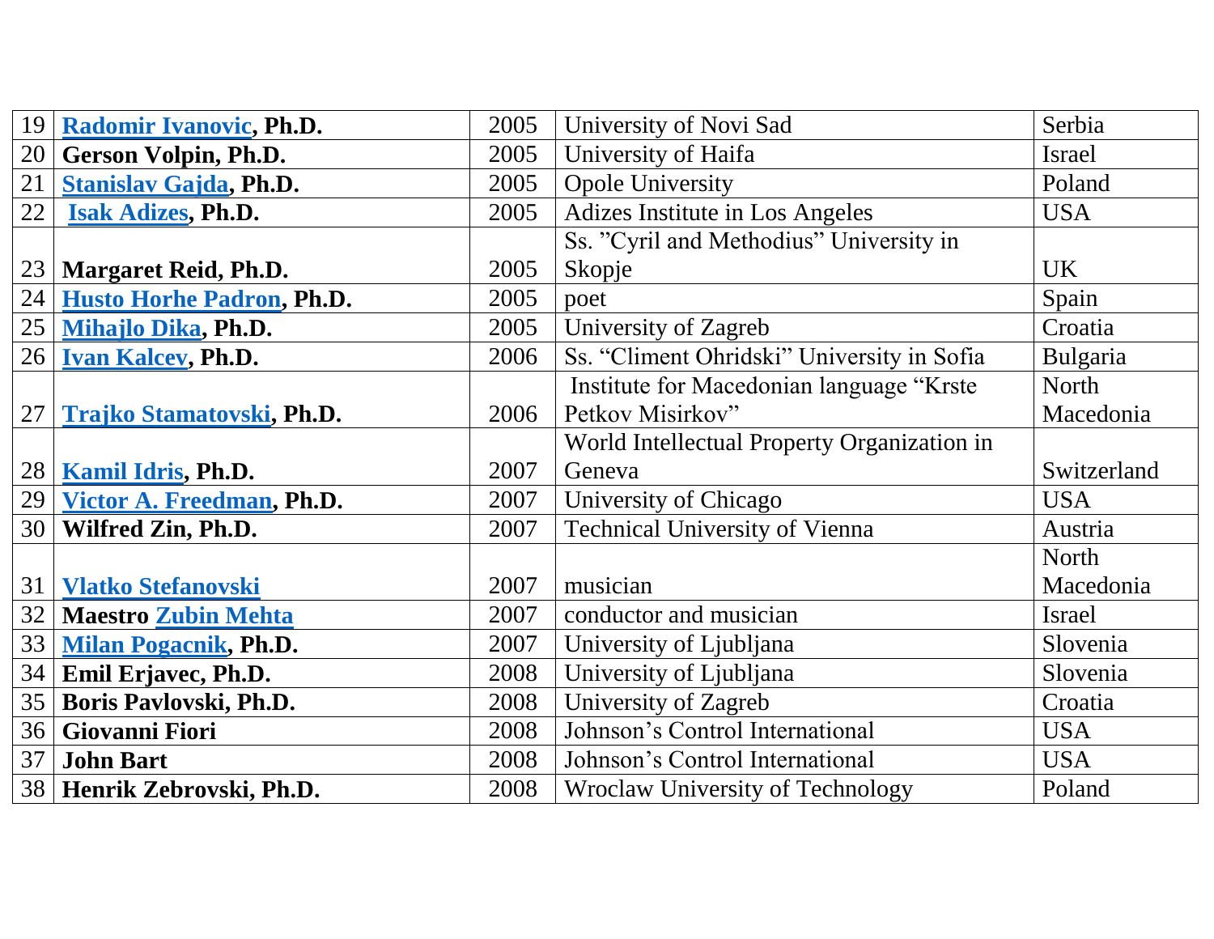| | | | | |
|---|---|---|---|---|
| 19 | **Radomir Ivanovic, Ph.D.** | 2005 | University of Novi Sad | Serbia |
| 20 | **Gerson Volpin, Ph.D.** | 2005 | University of Haifa | Israel |
| 21 | **Stanislav Gajda, Ph.D.** | 2005 | Opole University | Poland |
| 22 | **Isak Adizes, Ph.D.** | 2005 | Adizes Institute in Los Angeles | USA |
| 23 | **Margaret Reid, Ph.D.** | 2005 | Ss. ”Cyril and Methodius” University in Skopje | UK |
| 24 | **Husto Horhe Padron, Ph.D.** | 2005 | poet | Spain |
| 25 | **Mihajlo Dika, Ph.D.** | 2005 | University of Zagreb | Croatia |
| 26 | **Ivan Kalcev, Ph.D.** | 2006 | Ss. “Climent Ohridski” University in Sofia | Bulgaria |
| 27 | **Trajko Stamatovski, Ph.D.** | 2006 | Institute for Macedonian language “Krste Petkov Misirkov” | North Macedonia |
| 28 | **Kamil Idris, Ph.D.** | 2007 | World Intellectual Property Organization in Geneva | Switzerland |
| 29 | **Victor A. Freedman, Ph.D.** | 2007 | University of Chicago | USA |
| 30 | **Wilfred Zin, Ph.D.** | 2007 | Technical University of Vienna | Austria |
| 31 | **Vlatko Stefanovski** | 2007 | musician | North Macedonia |
| 32 | **Maestro Zubin Mehta** | 2007 | conductor and musician | Israel |
| 33 | **Milan Pogacnik, Ph.D.** | 2007 | University of Ljubljana | Slovenia |
| 34 | **Emil Erjavec, Ph.D.** | 2008 | University of Ljubljana | Slovenia |
| 35 | **Boris Pavlovski, Ph.D.** | 2008 | University of Zagreb | Croatia |
| 36 | **Giovanni Fiori** | 2008 | Johnson’s Control International | USA |
| 37 | **John Bart** | 2008 | Johnson’s Control International | USA |
| 38 | **Henrik Zebrovski, Ph.D.** | 2008 | Wroclaw University of Technology | Poland |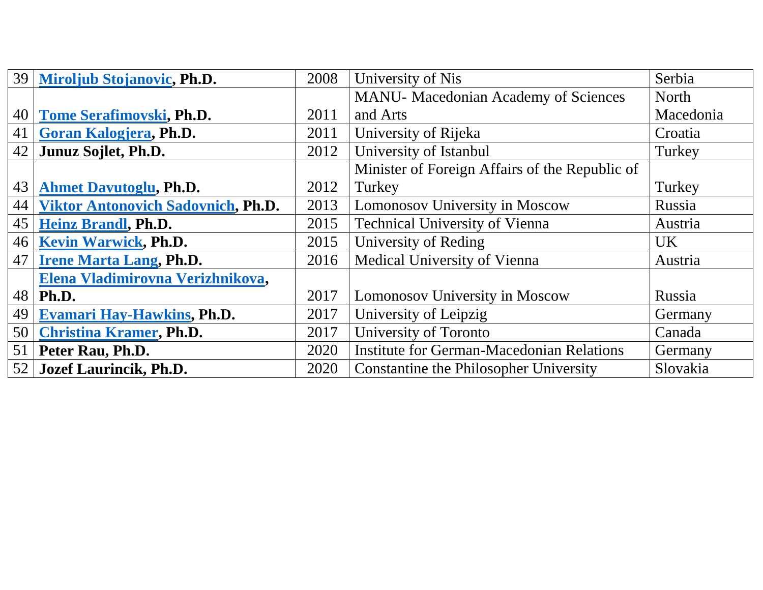| | | | | |
|---|---|---|---|---|
| 39 | **Miroljub Stojanovic, Ph.D.** | 2008 | University of Nis | Serbia |
| 40 | **Tome Serafimovski, Ph.D.** | 2011 | MANU- Macedonian Academy of Sciences and Arts | North Macedonia |
| 41 | **Goran Kalogjera, Ph.D.** | 2011 | University of Rijeka | Croatia |
| 42 | **Junuz Sojlet, Ph.D.** | 2012 | University of Istanbul | Turkey |
| 43 | **Ahmet Davutoglu, Ph.D.** | 2012 | Minister of Foreign Affairs of the Republic of Turkey | Turkey |
| 44 | **Viktor Antonovich Sadovnich, Ph.D.** | 2013 | Lomonosov University in Moscow | Russia |
| 45 | **Heinz Brandl, Ph.D.** | 2015 | Technical University of Vienna | Austria |
| 46 | **Kevin Warwick, Ph.D.** | 2015 | University of Reding | UK |
| 47 | **Irene Marta Lang, Ph.D.** | 2016 | Medical University of Vienna | Austria |
| 48 | **Elena Vladimirovna Verizhnikova, Ph.D.** | 2017 | Lomonosov University in Moscow | Russia |
| 49 | **Evamari Hay-Hawkins, Ph.D.** | 2017 | University of Leipzig | Germany |
| 50 | **Christina Kramer, Ph.D.** | 2017 | University of Toronto | Canada |
| 51 | **Peter Rau, Ph.D.** | 2020 | Institute for German-Macedonian Relations | Germany |
| 52 | **Jozef Laurincik, Ph.D.** | 2020 | Constantine the Philosopher University | Slovakia |